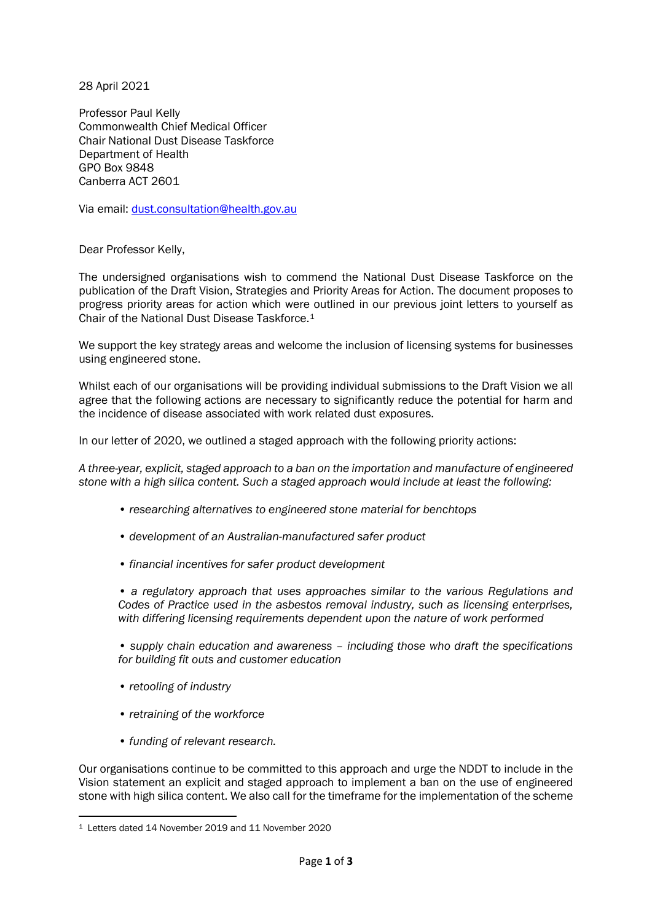28 April 2021

Professor Paul Kelly
Commonwealth Chief Medical Officer
Chair National Dust Disease Taskforce
Department of Health
GPO Box 9848
Canberra ACT 2601

Via email: dust.consultation@health.gov.au

Dear Professor Kelly,

The undersigned organisations wish to commend the National Dust Disease Taskforce on the publication of the Draft Vision, Strategies and Priority Areas for Action. The document proposes to progress priority areas for action which were outlined in our previous joint letters to yourself as Chair of the National Dust Disease Taskforce.[1]

We support the key strategy areas and welcome the inclusion of licensing systems for businesses using engineered stone.

Whilst each of our organisations will be providing individual submissions to the Draft Vision we all agree that the following actions are necessary to significantly reduce the potential for harm and the incidence of disease associated with work related dust exposures.

In our letter of 2020, we outlined a staged approach with the following priority actions:

*A three-year, explicit, staged approach to a ban on the importation and manufacture of engineered stone with a high silica content. Such a staged approach would include at least the following:*

- *researching alternatives to engineered stone material for benchtops*
- *development of an Australian-manufactured safer product*
- *financial incentives for safer product development*
- *a regulatory approach that uses approaches similar to the various Regulations and Codes of Practice used in the asbestos removal industry, such as licensing enterprises, with differing licensing requirements dependent upon the nature of work performed*
- *supply chain education and awareness – including those who draft the specifications for building fit outs and customer education*
- *retooling of industry*
- *retraining of the workforce*
- *funding of relevant research.*

Our organisations continue to be committed to this approach and urge the NDDT to include in the Vision statement an explicit and staged approach to implement a ban on the use of engineered stone with high silica content. We also call for the timeframe for the implementation of the scheme

[1] Letters dated 14 November 2019 and 11 November 2020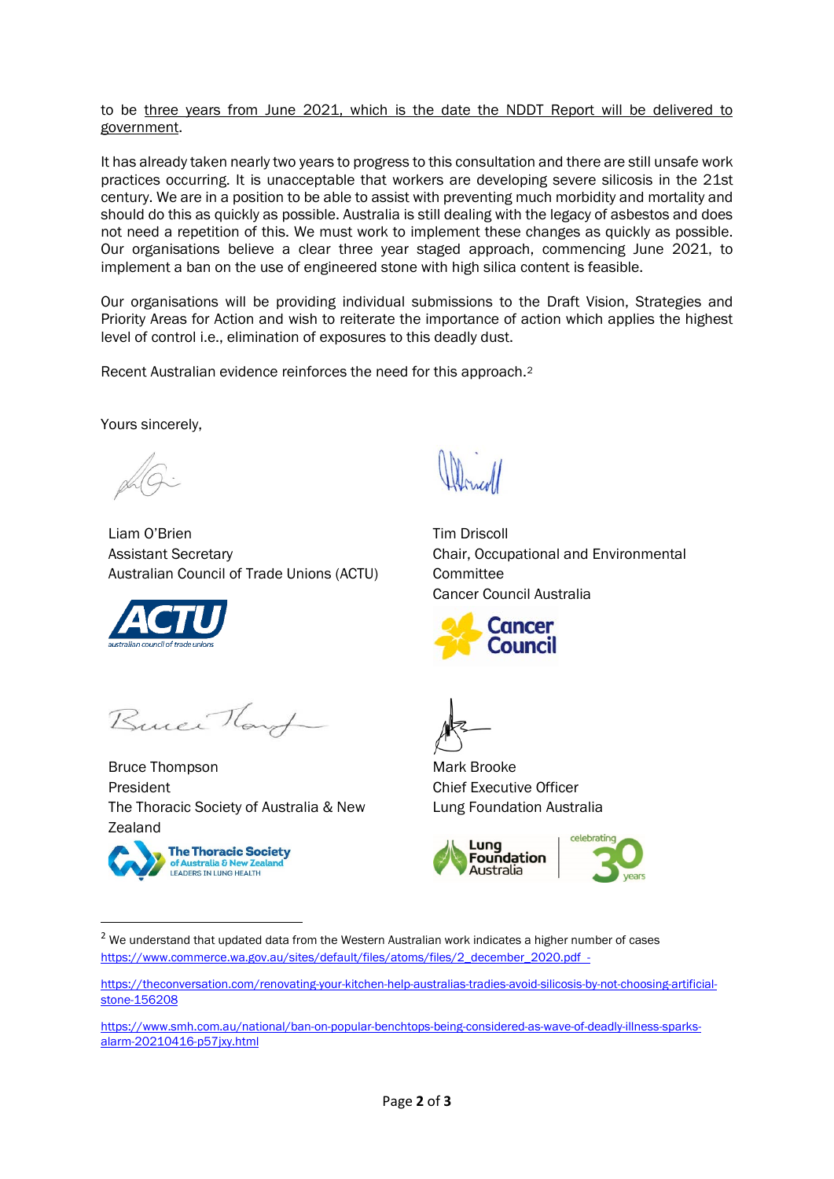to be <u>three years from June 2021, which is the date the NDDT Report will be delivered to government</u>.

It has already taken nearly two years to progress to this consultation and there are still unsafe work practices occurring. It is unacceptable that workers are developing severe silicosis in the 21st century. We are in a position to be able to assist with preventing much morbidity and mortality and should do this as quickly as possible. Australia is still dealing with the legacy of asbestos and does not need a repetition of this. We must work to implement these changes as quickly as possible. Our organisations believe a clear three year staged approach, commencing June 2021, to implement a ban on the use of engineered stone with high silica content is feasible.

Our organisations will be providing individual submissions to the Draft Vision, Strategies and Priority Areas for Action and wish to reiterate the importance of action which applies the highest level of control i.e., elimination of exposures to this deadly dust.

Recent Australian evidence reinforces the need for this approach.[2]

Yours sincerely,

Liam O'Brien
Assistant Secretary
Australian Council of Trade Unions (ACTU)

Tim Driscoll
Chair, Occupational and Environmental Committee
Cancer Council Australia

Bruce Thompson
President
The Thoracic Society of Australia & New Zealand

Mark Brooke
Chief Executive Officer
Lung Foundation Australia

---

[2] We understand that updated data from the Western Australian work indicates a higher number of cases https://www.commerce.wa.gov.au/sites/default/files/atoms/files/2_december_2020.pdf -

https://theconversation.com/renovating-your-kitchen-help-australias-tradies-avoid-silicosis-by-not-choosing-artificial-stone-156208

https://www.smh.com.au/national/ban-on-popular-benchtops-being-considered-as-wave-of-deadly-illness-sparks-alarm-20210416-p57jxy.html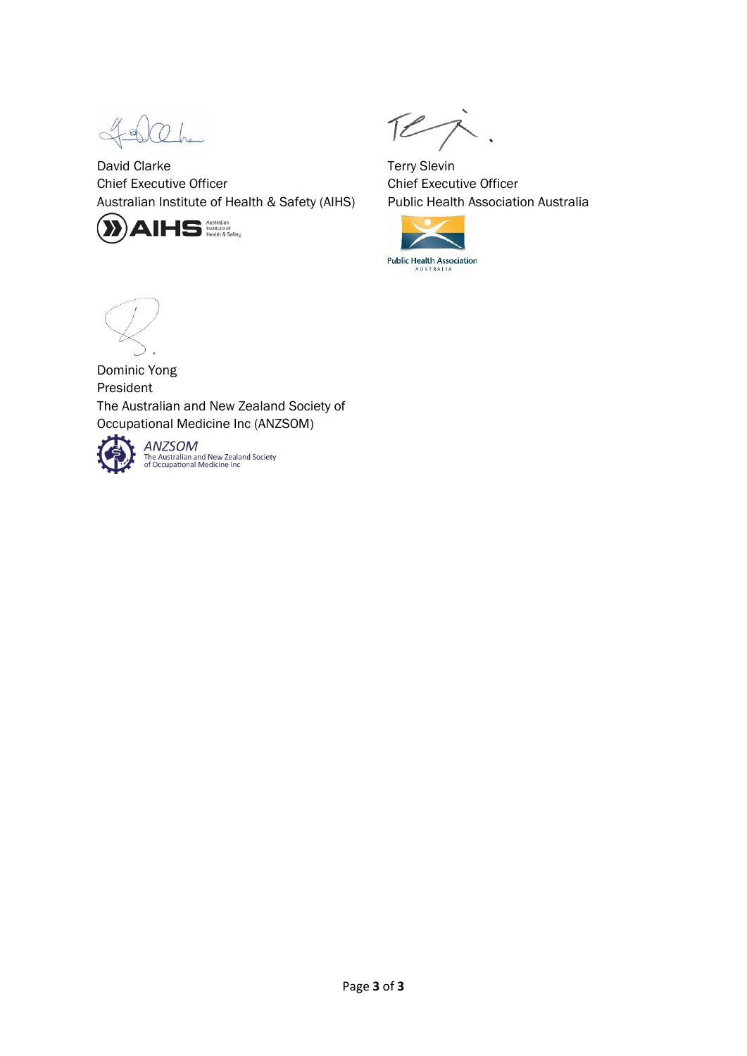David Clarke
Chief Executive Officer
Australian Institute of Health & Safety (AIHS)

Terry Slevin
Chief Executive Officer
Public Health Association Australia

Dominic Yong
President
The Australian and New Zealand Society of Occupational Medicine Inc (ANZSOM)